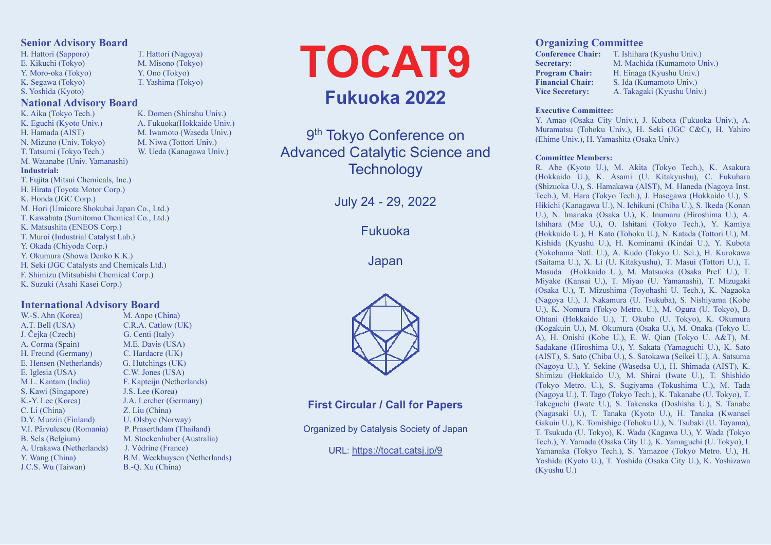# TOCAT9

## Fukuoka 2022

9th Tokyo Conference on Advanced Catalytic Science and Technology

July 24 - 29, 2022

Fukuoka

Japan

**First Circular / Call for Papers**

Organized by Catalysis Society of Japan

URL: https://tocat.catsj.jp/9

## Senior Advisory Board

H. Hattori (Sapporo)
T. Hattori (Nagoya)
E. Kikuchi (Tokyo)
M. Misono (Tokyo)
Y. Moro-oka (Tokyo)
Y. Ono (Tokyo)
K. Segawa (Tokyo)
T. Yashima (Tokyo)
S. Yoshida (Kyoto)

## National Advisory Board

K. Aika (Tokyo Tech.)
K. Domen (Shinshu Univ.)
K. Eguchi (Kyoto Univ.)
A. Fukuoka(Hokkaido Univ.)
H. Hamada (AIST)
M. Iwamoto (Waseda Univ.)
N. Mizuno (Univ. Tokyo)
M. Niwa (Tottori Univ.)
T. Tatsumi (Tokyo Tech.)
W. Ueda (Kanagawa Univ.)
M. Watanabe (Univ. Yamanashi)

**Industrial:**

T. Fujita (Mitsui Chemicals, Inc.)
H. Hirata (Toyota Motor Corp.)
K. Honda (JGC Corp.)
M. Hori (Umicore Shokubai Japan Co., Ltd.)
T. Kawabata (Sumitomo Chemical Co., Ltd.)
K. Matsushita (ENEOS Corp.)
T. Muroi (Industrial Catalyst Lab.)
Y. Okada (Chiyoda Corp.)
Y. Okumura (Showa Denko K.K.)
H. Seki (JGC Catalysts and Chemicals Ltd.)
F. Shimizu (Mitsubishi Chemical Corp.)
K. Suzuki (Asahi Kasei Corp.)

## International Advisory Board

W.-S. Ahn (Korea)
M. Anpo (China)
A.T. Bell (USA)
C.R.A. Catlow (UK)
J. Čejka (Czech)
G. Centi (Italy)
A. Corma (Spain)
M.E. Davis (USA)
H. Freund (Germany)
C. Hardacre (UK)
E. Hensen (Netherlands)
G. Hutchings (UK)
E. Iglesia (USA)
C.W. Jones (USA)
M.L. Kantam (India)
F. Kapteijn (Netherlands)
S. Kawi (Singapore)
J.S. Lee (Korea)
K.-Y. Lee (Korea)
J.A. Lercher (Germany)
C. Li (China)
Z. Liu (China)
D.Y. Murzin (Finland)
U. Olsbye (Norway)
V.I. Pârvulescu (Romania)
P. Praserthdam (Thailand)
B. Sels (Belgium)
M. Stockenhuber (Australia)
A. Urakawa (Netherlands)
J. Védrine (France)
Y. Wang (China)
B.M. Weckhuysen (Netherlands)
J.C.S. Wu (Taiwan)
B.-Q. Xu (China)

## Organizing Committee

**Conference Chair:** T. Ishihara (Kyushu Univ.)
**Secretary:** M. Machida (Kumamoto Univ.)
**Program Chair:** H. Einaga (Kyushu Univ.)
**Financial Chair:** S. Ida (Kumamoto Univ.)
**Vice Secretary:** A. Takagaki (Kyushu Univ.)

**Executive Committee:**

Y. Amao (Osaka City Univ.), J. Kubota (Fukuoka Univ.), A. Muramatsu (Tohoku Univ.), H. Seki (JGC C&C), H. Yahiro (Ehime Univ.), H. Yamashita (Osaka Univ.)

**Committee Members:**

R. Abe (Kyoto U.), M. Akita (Tokyo Tech.), K. Asakura (Hokkaido U.), K. Asami (U. Kitakyushu), C. Fukuhara (Shizuoka U.), S. Hamakawa (AIST), M. Haneda (Nagoya Inst. Tech.), M. Hara (Tokyo Tech.), J. Hasegawa (Hokkaido U.), S. Hikichi (Kanagawa U.), N. Ichikuni (Chiba U.), S. Ikeda (Konan U.), N. Imanaka (Osaka U.), K. Inumaru (Hiroshima U.), A. Ishihara (Mie U.), O. Ishitani (Tokyo Tech.), Y. Kamiya (Hokkaido U.), H. Kato (Tohoku U.), N. Katada (Tottori U.), M. Kishida (Kyushu U.), H. Kominami (Kindai U.), Y. Kubota (Yokohama Natl. U.), A. Kudo (Tokyo U. Sci.), H. Kurokawa (Saitama U.), X. Li (U. Kitakyushu), T. Masui (Tottori U.), T. Masuda (Hokkaido U.), M. Matsuoka (Osaka Pref. U.), T. Miyake (Kansai U.), T. Miyao (U. Yamanashi), T. Mizugaki (Osaka U.), T. Mizushima (Toyohashi U. Tech.), K. Nagaoka (Nagoya U.), J. Nakamura (U. Tsukuba), S. Nishiyama (Kobe U.), K. Nomura (Tokyo Metro. U.), M. Ogura (U. Tokyo), B. Ohtani (Hokkaido U.), T. Okubo (U. Tokyo), K. Okumura (Kogakuin U.), M. Okumura (Osaka U.), M. Onaka (Tokyo U. A), H. Onishi (Kobe U.), E. W. Qian (Tokyo U. A&T), M. Sadakane (Hiroshima U.), Y. Sakata (Yamaguchi U.), K. Sato (AIST), S. Sato (Chiba U.), S. Satokawa (Seikei U.), A. Satsuma (Nagoya U.), Y. Sekine (Wasedsa U.), H. Shimada (AIST), K. Shimizu (Hokkaido U.), M. Shirai (Iwate U.), T. Shishido (Tokyo Metro. U.), S. Sugiyama (Tokushima U.), M. Tada (Nagoya U.), T. Tago (Tokyo Tech.), K. Takanabe (U. Tokyo), T. Takeguchi (Iwate U.), S. Takenaka (Doshisha U.), S. Tanabe (Nagasaki U.), T. Tanaka (Kyoto U.), H. Tanaka (Kwansei Gakuin U.), K. Tomishige (Tohoku U.), N. Tsubaki (U. Toyama), T. Tsukuda (U. Tokyo), K. Wada (Kagawa U.), Y. Wada (Tokyo Tech.), Y. Yamada (Osaka City U.), K. Yamaguchi (U. Tokyo), I. Yamanaka (Tokyo Tech.), S. Yamazoe (Tokyo Metro. U.), H. Yoshida (Kyoto U.), T. Yoshida (Osaka City U.), K. Yoshizawa (Kyushu U.)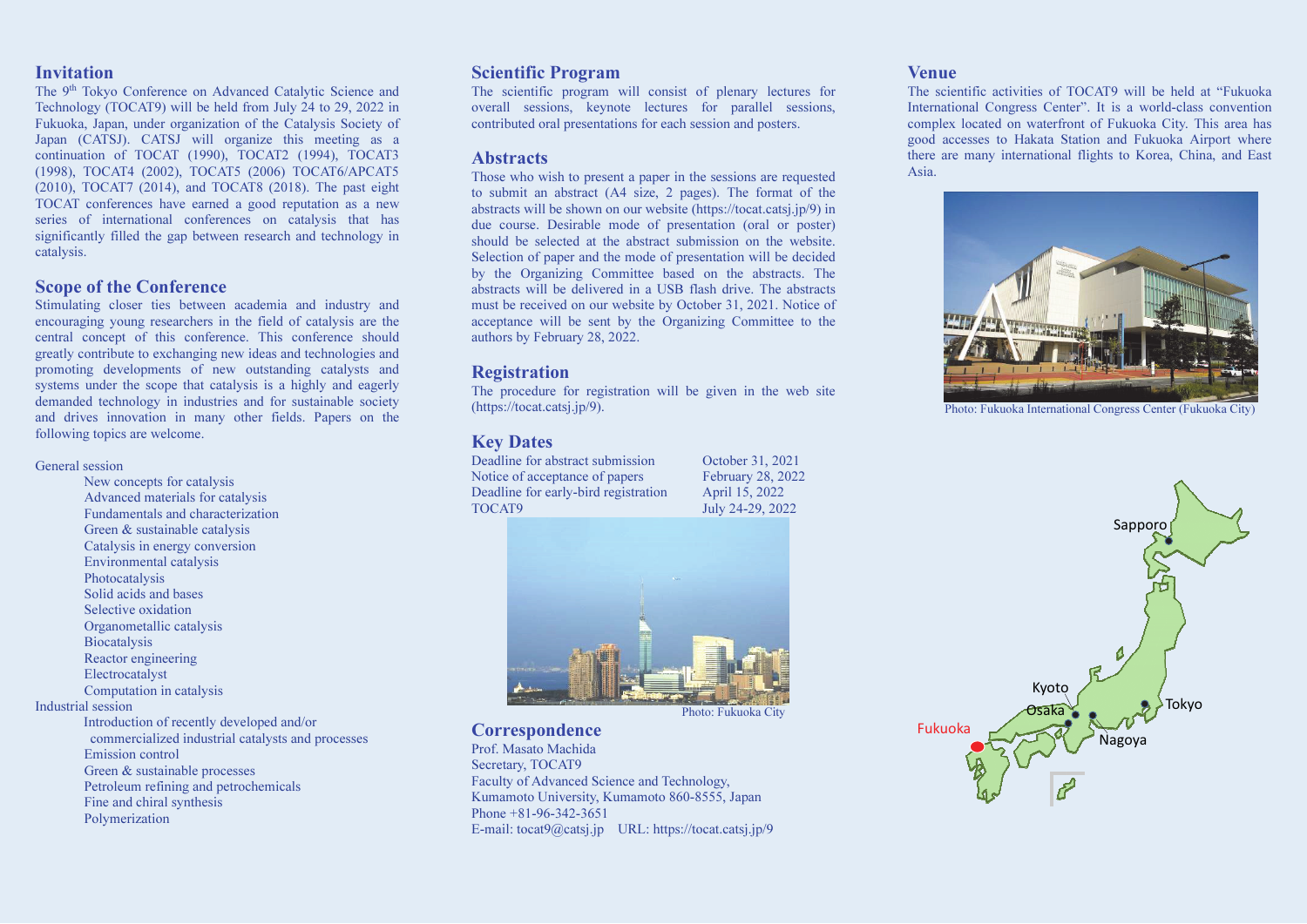## Invitation

The 9th Tokyo Conference on Advanced Catalytic Science and Technology (TOCAT9) will be held from July 24 to 29, 2022 in Fukuoka, Japan, under organization of the Catalysis Society of Japan (CATSJ). CATSJ will organize this meeting as a continuation of TOCAT (1990), TOCAT2 (1994), TOCAT3 (1998), TOCAT4 (2002), TOCAT5 (2006) TOCAT6/APCAT5 (2010), TOCAT7 (2014), and TOCAT8 (2018). The past eight TOCAT conferences have earned a good reputation as a new series of international conferences on catalysis that has significantly filled the gap between research and technology in catalysis.

## Scope of the Conference

Stimulating closer ties between academia and industry and encouraging young researchers in the field of catalysis are the central concept of this conference. This conference should greatly contribute to exchanging new ideas and technologies and promoting developments of new outstanding catalysts and systems under the scope that catalysis is a highly and eagerly demanded technology in industries and for sustainable society and drives innovation in many other fields. Papers on the following topics are welcome.

General session

- New concepts for catalysis
- Advanced materials for catalysis
- Fundamentals and characterization
- Green & sustainable catalysis
- Catalysis in energy conversion
- Environmental catalysis
- Photocatalysis
- Solid acids and bases
- Selective oxidation
- Organometallic catalysis
- Biocatalysis
- Reactor engineering
- Electrocatalyst
- Computation in catalysis

Industrial session

- Introduction of recently developed and/or commercialized industrial catalysts and processes
- Emission control
- Green & sustainable processes
- Petroleum refining and petrochemicals
- Fine and chiral synthesis
- Polymerization

## Scientific Program

The scientific program will consist of plenary lectures for overall sessions, keynote lectures for parallel sessions, contributed oral presentations for each session and posters.

## Abstracts

Those who wish to present a paper in the sessions are requested to submit an abstract (A4 size, 2 pages). The format of the abstracts will be shown on our website (https://tocat.catsj.jp/9) in due course. Desirable mode of presentation (oral or poster) should be selected at the abstract submission on the website. Selection of paper and the mode of presentation will be decided by the Organizing Committee based on the abstracts. The abstracts will be delivered in a USB flash drive. The abstracts must be received on our website by October 31, 2021. Notice of acceptance will be sent by the Organizing Committee to the authors by February 28, 2022.

## Registration

The procedure for registration will be given in the web site (https://tocat.catsj.jp/9).

## Key Dates

| | |
|---|---|
| Deadline for abstract submission | October 31, 2021 |
| Notice of acceptance of papers | February 28, 2022 |
| Deadline for early-bird registration | April 15, 2022 |
| TOCAT9 | July 24-29, 2022 |

Photo: Fukuoka City

## Correspondence

Prof. Masato Machida
Secretary, TOCAT9
Faculty of Advanced Science and Technology,
Kumamoto University, Kumamoto 860-8555, Japan
Phone +81-96-342-3651
E-mail: tocat9@catsj.jp URL: https://tocat.catsj.jp/9

## Venue

The scientific activities of TOCAT9 will be held at "Fukuoka International Congress Center". It is a world-class convention complex located on waterfront of Fukuoka City. This area has good accesses to Hakata Station and Fukuoka Airport where there are many international flights to Korea, China, and East Asia.

Photo: Fukuoka International Congress Center (Fukuoka City)

Sapporo
Kyoto
Osaka
Tokyo
Fukuoka
Nagoya